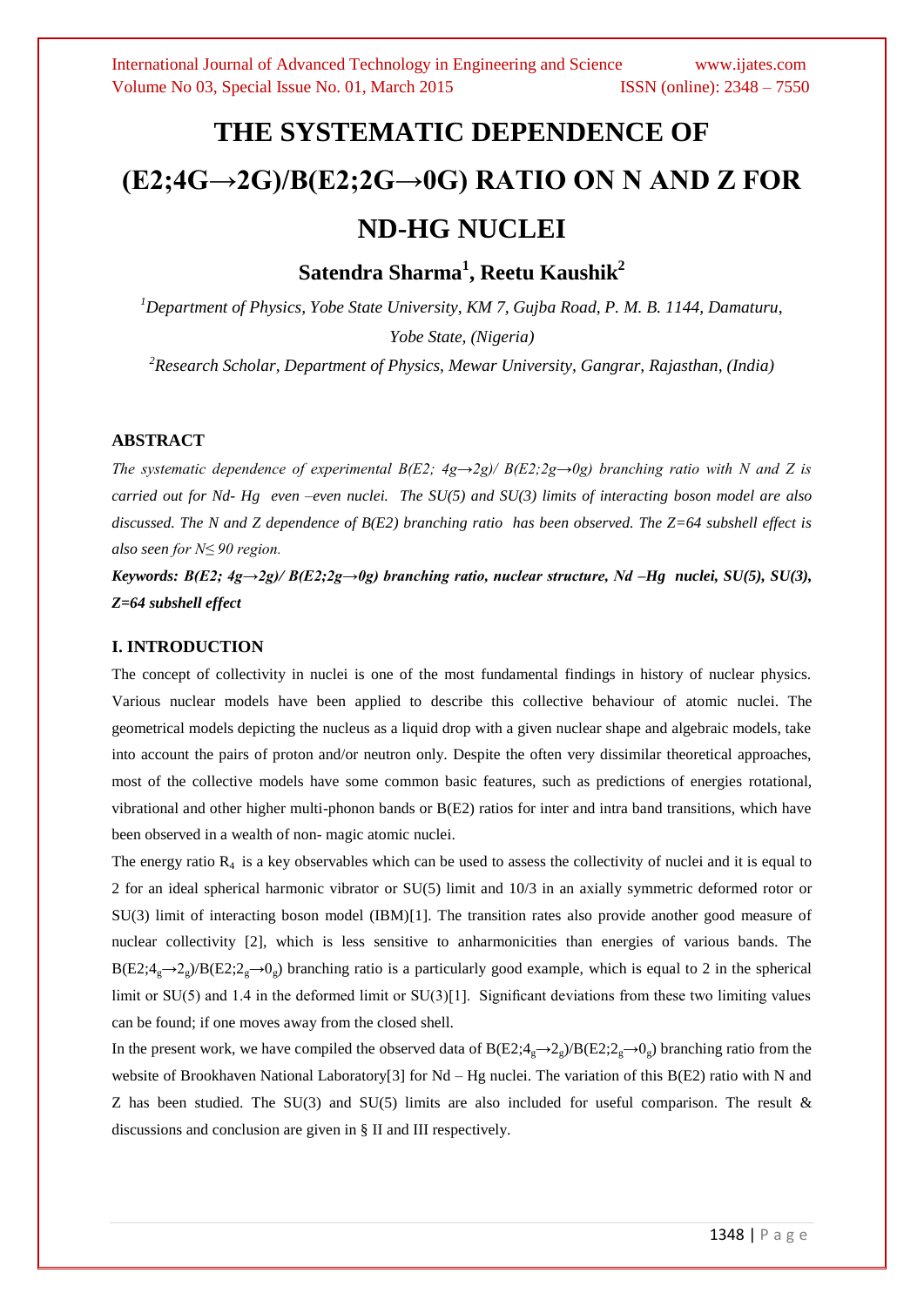# THE SYSTEMATIC DEPENDENCE OF (E2;4G→2G)/B(E2;2G→0G) RATIO ON N AND Z FOR ND-HG NUCLEI

**Satendra Sharma[1], Reetu Kaushik[2]**

[1]*Department of Physics, Yobe State University, KM 7, Gujba Road, P. M. B. 1144, Damaturu, Yobe State, (Nigeria)*

[2]*Research Scholar, Department of Physics, Mewar University, Gangrar, Rajasthan, (India)*

## ABSTRACT

*The systematic dependence of experimental B(E2; 4g→2g)/ B(E2;2g→0g) branching ratio with N and Z is carried out for Nd- Hg even –even nuclei. The SU(5) and SU(3) limits of interacting boson model are also discussed. The N and Z dependence of B(E2) branching ratio has been observed. The Z=64 subshell effect is also seen for N≤ 90 region.*

***Keywords: B(E2; 4g→2g)/ B(E2;2g→0g) branching ratio, nuclear structure, Nd –Hg nuclei, SU(5), SU(3), Z=64 subshell effect***

## I. INTRODUCTION

The concept of collectivity in nuclei is one of the most fundamental findings in history of nuclear physics. Various nuclear models have been applied to describe this collective behaviour of atomic nuclei. The geometrical models depicting the nucleus as a liquid drop with a given nuclear shape and algebraic models, take into account the pairs of proton and/or neutron only. Despite the often very dissimilar theoretical approaches, most of the collective models have some common basic features, such as predictions of energies rotational, vibrational and other higher multi-phonon bands or B(E2) ratios for inter and intra band transitions, which have been observed in a wealth of non- magic atomic nuclei.

The energy ratio $R_4$ is a key observables which can be used to assess the collectivity of nuclei and it is equal to 2 for an ideal spherical harmonic vibrator or SU(5) limit and 10/3 in an axially symmetric deformed rotor or SU(3) limit of interacting boson model (IBM)[1]. The transition rates also provide another good measure of nuclear collectivity [2], which is less sensitive to anharmonicities than energies of various bands. The $B(E2;4_g\rightarrow2_g)/B(E2;2_g\rightarrow0_g)$ branching ratio is a particularly good example, which is equal to 2 in the spherical limit or SU(5) and 1.4 in the deformed limit or SU(3)[1]. Significant deviations from these two limiting values can be found; if one moves away from the closed shell.

In the present work, we have compiled the observed data of $B(E2;4_g\rightarrow2_g)/B(E2;2_g\rightarrow0_g)$ branching ratio from the website of Brookhaven National Laboratory[3] for Nd – Hg nuclei. The variation of this B(E2) ratio with N and Z has been studied. The SU(3) and SU(5) limits are also included for useful comparison. The result & discussions and conclusion are given in § II and III respectively.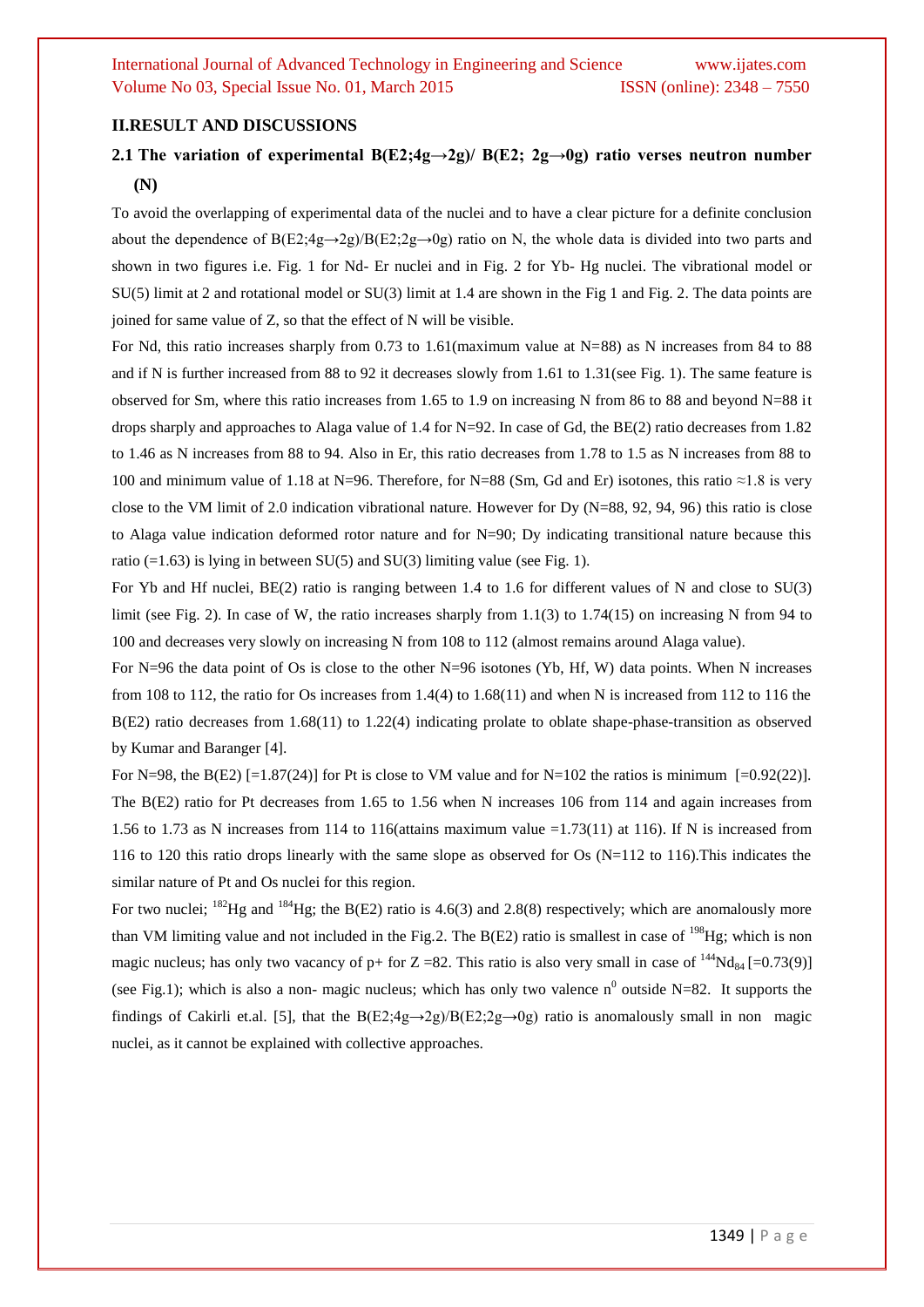## II.RESULT AND DISCUSSIONS

### 2.1 The variation of experimental B(E2;4g→2g)/ B(E2; 2g→0g) ratio verses neutron number (N)

To avoid the overlapping of experimental data of the nuclei and to have a clear picture for a definite conclusion about the dependence of B(E2;4g→2g)/B(E2;2g→0g) ratio on N, the whole data is divided into two parts and shown in two figures i.e. Fig. 1 for Nd- Er nuclei and in Fig. 2 for Yb- Hg nuclei. The vibrational model or SU(5) limit at 2 and rotational model or SU(3) limit at 1.4 are shown in the Fig 1 and Fig. 2. The data points are joined for same value of Z, so that the effect of N will be visible.

For Nd, this ratio increases sharply from 0.73 to 1.61(maximum value at N=88) as N increases from 84 to 88 and if N is further increased from 88 to 92 it decreases slowly from 1.61 to 1.31(see Fig. 1). The same feature is observed for Sm, where this ratio increases from 1.65 to 1.9 on increasing N from 86 to 88 and beyond N=88 it drops sharply and approaches to Alaga value of 1.4 for N=92. In case of Gd, the BE(2) ratio decreases from 1.82 to 1.46 as N increases from 88 to 94. Also in Er, this ratio decreases from 1.78 to 1.5 as N increases from 88 to 100 and minimum value of 1.18 at N=96. Therefore, for N=88 (Sm, Gd and Er) isotones, this ratio ≈1.8 is very close to the VM limit of 2.0 indication vibrational nature. However for Dy (N=88, 92, 94, 96) this ratio is close to Alaga value indication deformed rotor nature and for N=90; Dy indicating transitional nature because this ratio (=1.63) is lying in between SU(5) and SU(3) limiting value (see Fig. 1).

For Yb and Hf nuclei, BE(2) ratio is ranging between 1.4 to 1.6 for different values of N and close to SU(3) limit (see Fig. 2). In case of W, the ratio increases sharply from 1.1(3) to 1.74(15) on increasing N from 94 to 100 and decreases very slowly on increasing N from 108 to 112 (almost remains around Alaga value).

For N=96 the data point of Os is close to the other N=96 isotones (Yb, Hf, W) data points. When N increases from 108 to 112, the ratio for Os increases from 1.4(4) to 1.68(11) and when N is increased from 112 to 116 the B(E2) ratio decreases from 1.68(11) to 1.22(4) indicating prolate to oblate shape-phase-transition as observed by Kumar and Baranger [4].

For N=98, the B(E2) [=1.87(24)] for Pt is close to VM value and for N=102 the ratios is minimum [=0.92(22)]. The B(E2) ratio for Pt decreases from 1.65 to 1.56 when N increases 106 from 114 and again increases from 1.56 to 1.73 as N increases from 114 to 116(attains maximum value =1.73(11) at 116). If N is increased from 116 to 120 this ratio drops linearly with the same slope as observed for Os (N=112 to 116).This indicates the similar nature of Pt and Os nuclei for this region.

For two nuclei; $^{182}$Hg and $^{184}$Hg; the B(E2) ratio is 4.6(3) and 2.8(8) respectively; which are anomalously more than VM limiting value and not included in the Fig.2. The B(E2) ratio is smallest in case of $^{198}$Hg; which is non magic nucleus; has only two vacancy of p+ for Z =82. This ratio is also very small in case of $^{144}Nd_{84}$ [=0.73(9)] (see Fig.1); which is also a non- magic nucleus; which has only two valence $n^0$ outside N=82. It supports the findings of Cakirli et.al. [5], that the B(E2;4g→2g)/B(E2;2g→0g) ratio is anomalously small in non magic nuclei, as it cannot be explained with collective approaches.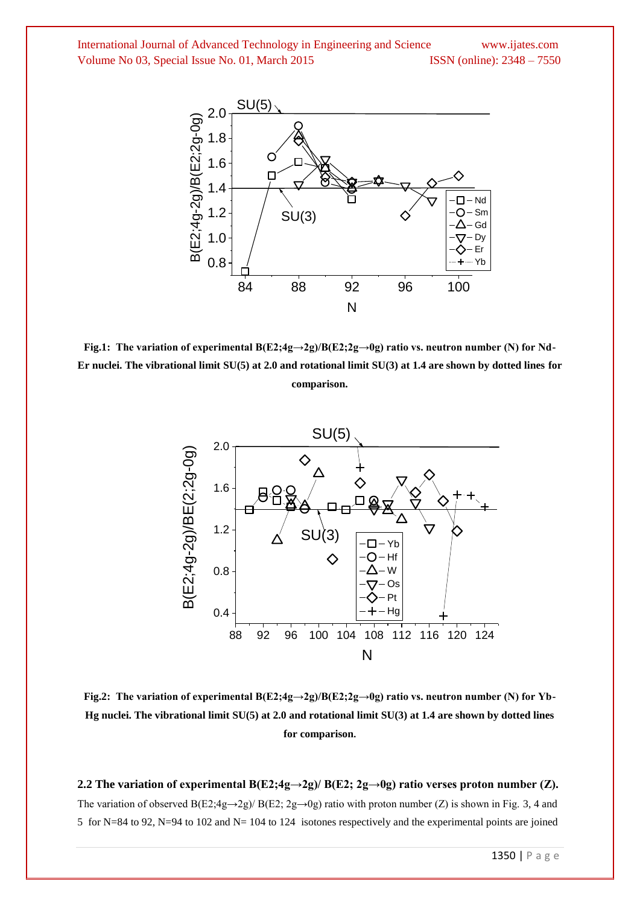**Fig.1: The variation of experimental B(E2;4g→2g)/B(E2;2g→0g) ratio vs. neutron number (N) for Nd-Er nuclei. The vibrational limit SU(5) at 2.0 and rotational limit SU(3) at 1.4 are shown by dotted lines for comparison.**

**Fig.2: The variation of experimental B(E2;4g→2g)/B(E2;2g→0g) ratio vs. neutron number (N) for Yb-Hg nuclei. The vibrational limit SU(5) at 2.0 and rotational limit SU(3) at 1.4 are shown by dotted lines for comparison.**

### 2.2 The variation of experimental B(E2;4g→2g)/ B(E2; 2g→0g) ratio verses proton number (Z).

The variation of observed B(E2;4g→2g)/ B(E2; 2g→0g) ratio with proton number (Z) is shown in Fig. 3, 4 and 5 for N=84 to 92, N=94 to 102 and N= 104 to 124 isotones respectively and the experimental points are joined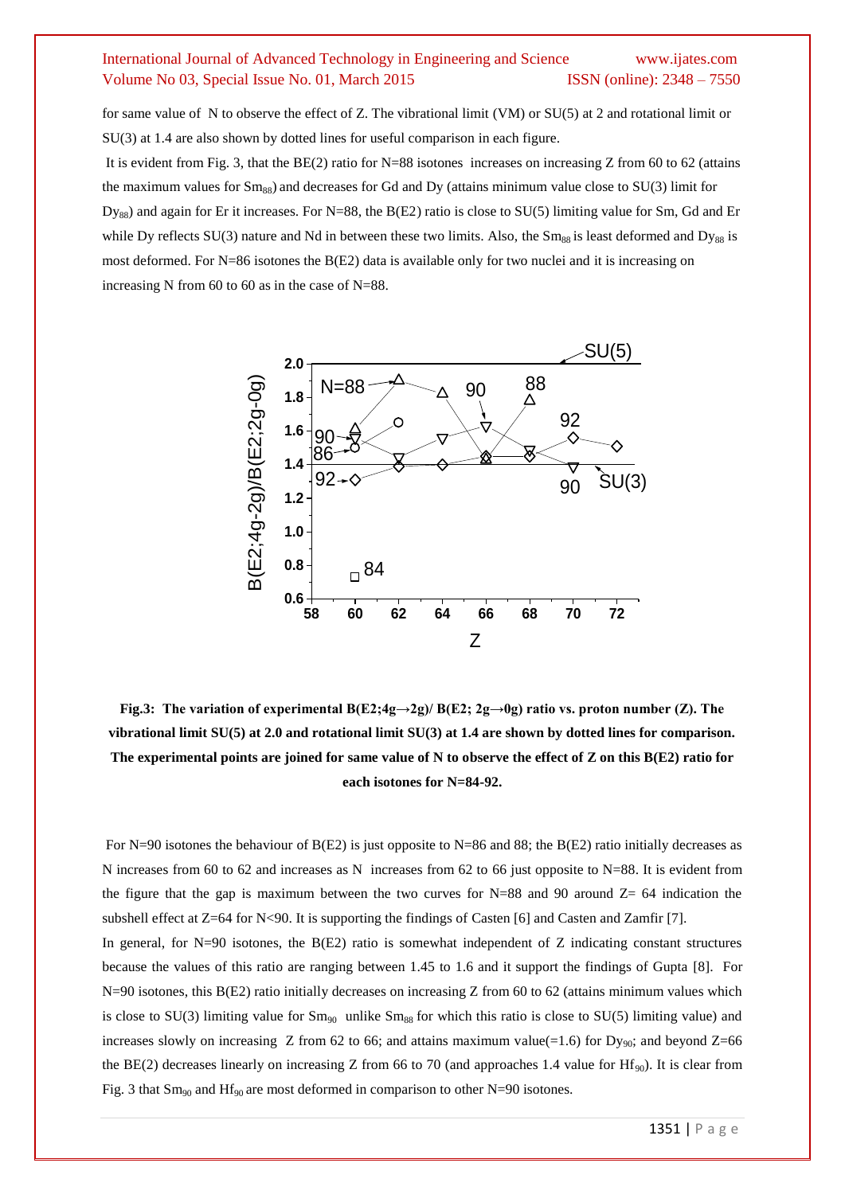for same value of N to observe the effect of Z. The vibrational limit (VM) or SU(5) at 2 and rotational limit or SU(3) at 1.4 are also shown by dotted lines for useful comparison in each figure.

It is evident from Fig. 3, that the BE(2) ratio for N=88 isotones increases on increasing Z from 60 to 62 (attains the maximum values for $Sm_{88}$) and decreases for Gd and Dy (attains minimum value close to SU(3) limit for $Dy_{88}$) and again for Er it increases. For N=88, the B(E2) ratio is close to SU(5) limiting value for Sm, Gd and Er while Dy reflects SU(3) nature and Nd in between these two limits. Also, the $Sm_{88}$ is least deformed and $Dy_{88}$ is most deformed. For N=86 isotones the B(E2) data is available only for two nuclei and it is increasing on increasing N from 60 to 60 as in the case of N=88.

**Fig.3: The variation of experimental B(E2;4g→2g)/ B(E2; 2g→0g) ratio vs. proton number (Z). The vibrational limit SU(5) at 2.0 and rotational limit SU(3) at 1.4 are shown by dotted lines for comparison. The experimental points are joined for same value of N to observe the effect of Z on this B(E2) ratio for each isotones for N=84-92.**

For N=90 isotones the behaviour of B(E2) is just opposite to N=86 and 88; the B(E2) ratio initially decreases as N increases from 60 to 62 and increases as N increases from 62 to 66 just opposite to N=88. It is evident from the figure that the gap is maximum between the two curves for N=88 and 90 around Z= 64 indication the subshell effect at Z=64 for N<90. It is supporting the findings of Casten [6] and Casten and Zamfir [7].

In general, for N=90 isotones, the B(E2) ratio is somewhat independent of Z indicating constant structures because the values of this ratio are ranging between 1.45 to 1.6 and it support the findings of Gupta [8]. For N=90 isotones, this B(E2) ratio initially decreases on increasing Z from 60 to 62 (attains minimum values which is close to SU(3) limiting value for $Sm_{90}$ unlike $Sm_{88}$ for which this ratio is close to SU(5) limiting value) and increases slowly on increasing Z from 62 to 66; and attains maximum value(=1.6) for $Dy_{90}$; and beyond Z=66 the BE(2) decreases linearly on increasing Z from 66 to 70 (and approaches 1.4 value for $Hf_{90}$). It is clear from Fig. 3 that $Sm_{90}$ and $Hf_{90}$ are most deformed in comparison to other N=90 isotones.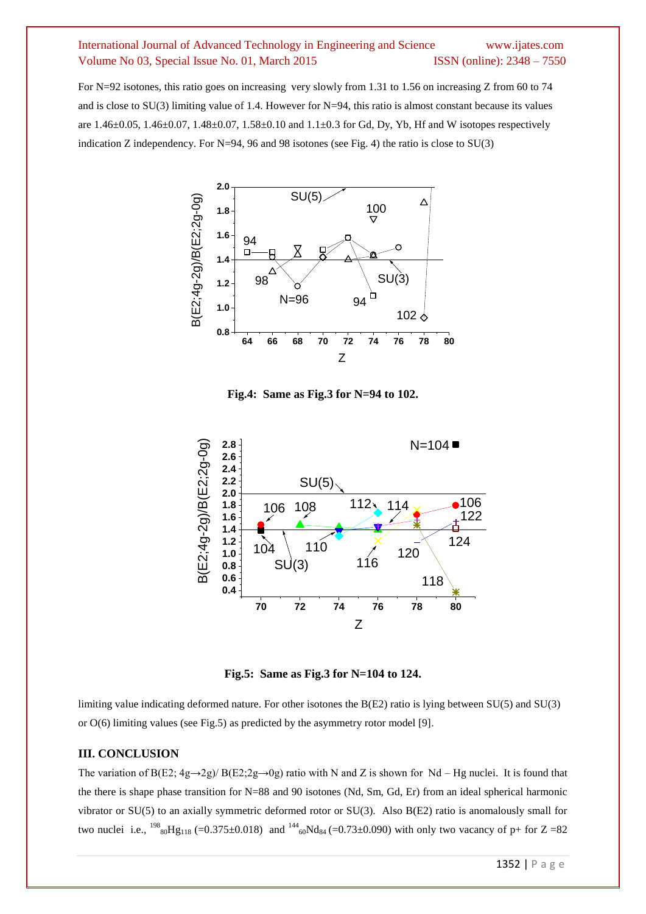For N=92 isotones, this ratio goes on increasing very slowly from 1.31 to 1.56 on increasing Z from 60 to 74 and is close to SU(3) limiting value of 1.4. However for N=94, this ratio is almost constant because its values are 1.46±0.05, 1.46±0.07, 1.48±0.07, 1.58±0.10 and 1.1±0.3 for Gd, Dy, Yb, Hf and W isotopes respectively indication Z independency. For N=94, 96 and 98 isotones (see Fig. 4) the ratio is close to SU(3)

**Fig.4: Same as Fig.3 for N=94 to 102.**

**Fig.5: Same as Fig.3 for N=104 to 124.**

limiting value indicating deformed nature. For other isotones the B(E2) ratio is lying between SU(5) and SU(3) or O(6) limiting values (see Fig.5) as predicted by the asymmetry rotor model [9].

## III. CONCLUSION

The variation of B(E2; 4g→2g)/ B(E2;2g→0g) ratio with N and Z is shown for Nd – Hg nuclei. It is found that the there is shape phase transition for N=88 and 90 isotones (Nd, Sm, Gd, Er) from an ideal spherical harmonic vibrator or SU(5) to an axially symmetric deformed rotor or SU(3). Also B(E2) ratio is anomalously small for two nuclei i.e., $^{198}_{80}Hg_{118}$ (=0.375±0.018) and $^{144}_{60}Nd_{84}$ (=0.73±0.090) with only two vacancy of p+ for Z =82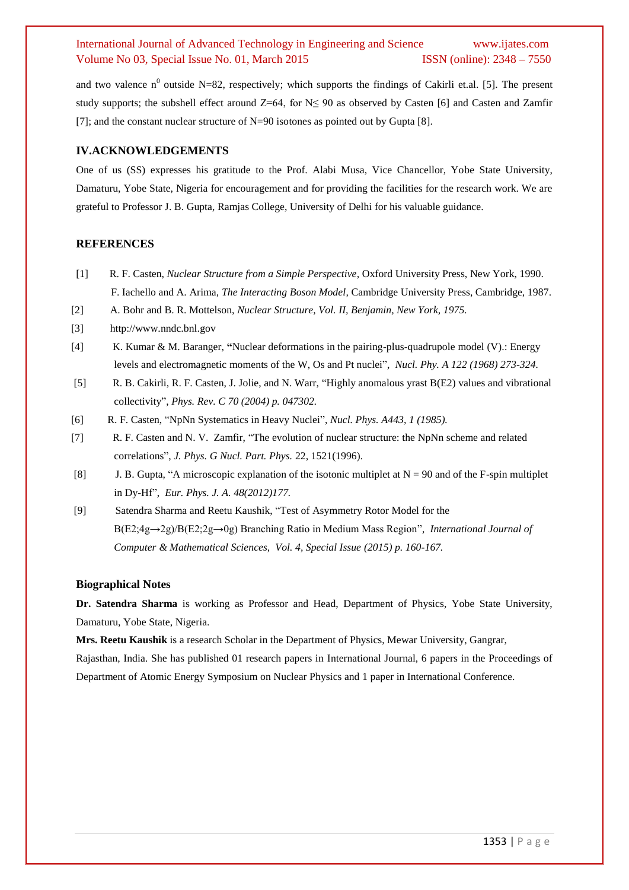and two valence $n^0$ outside N=82, respectively; which supports the findings of Cakirli et.al. [5]. The present study supports; the subshell effect around Z=64, for N≤ 90 as observed by Casten [6] and Casten and Zamfir [7]; and the constant nuclear structure of N=90 isotones as pointed out by Gupta [8].

## IV.ACKNOWLEDGEMENTS

One of us (SS) expresses his gratitude to the Prof. Alabi Musa, Vice Chancellor, Yobe State University, Damaturu, Yobe State, Nigeria for encouragement and for providing the facilities for the research work. We are grateful to Professor J. B. Gupta, Ramjas College, University of Delhi for his valuable guidance.

## REFERENCES

[1] R. F. Casten, *Nuclear Structure from a Simple Perspective,* Oxford University Press, New York, 1990. F. Iachello and A. Arima, *The Interacting Boson Model,* Cambridge University Press, Cambridge, 1987.

[2] A. Bohr and B. R. Mottelson, *Nuclear Structure, Vol. II, Benjamin, New York, 1975.*

[3] http://www.nndc.bnl.gov

[4] K. Kumar & M. Baranger, **"**Nuclear deformations in the pairing-plus-quadrupole model (V).: Energy levels and electromagnetic moments of the W, Os and Pt nuclei", *Nucl. Phy. A 122 (1968) 273-324.*

[5] R. B. Cakirli, R. F. Casten, J. Jolie, and N. Warr, "Highly anomalous yrast B(E2) values and vibrational collectivity", *Phys. Rev. C 70 (2004) p. 047302.*

[6] R. F. Casten, "NpNn Systematics in Heavy Nuclei", *Nucl. Phys. A443, 1 (1985).*

[7] R. F. Casten and N. V. Zamfir, "The evolution of nuclear structure: the NpNn scheme and related correlations", *J. Phys. G Nucl. Part. Phys.* 22, 1521(1996).

[8] J. B. Gupta, "A microscopic explanation of the isotonic multiplet at N = 90 and of the F-spin multiplet in Dy-Hf", *Eur. Phys. J. A. 48(2012)177.*

[9] Satendra Sharma and Reetu Kaushik, "Test of Asymmetry Rotor Model for the B(E2;4g→2g)/B(E2;2g→0g) Branching Ratio in Medium Mass Region", *International Journal of Computer & Mathematical Sciences, Vol. 4, Special Issue (2015) p. 160-167.*

### Biographical Notes

**Dr. Satendra Sharma** is working as Professor and Head, Department of Physics, Yobe State University, Damaturu, Yobe State, Nigeria.

**Mrs. Reetu Kaushik** is a research Scholar in the Department of Physics, Mewar University, Gangrar, Rajasthan, India. She has published 01 research papers in International Journal, 6 papers in the Proceedings of Department of Atomic Energy Symposium on Nuclear Physics and 1 paper in International Conference.